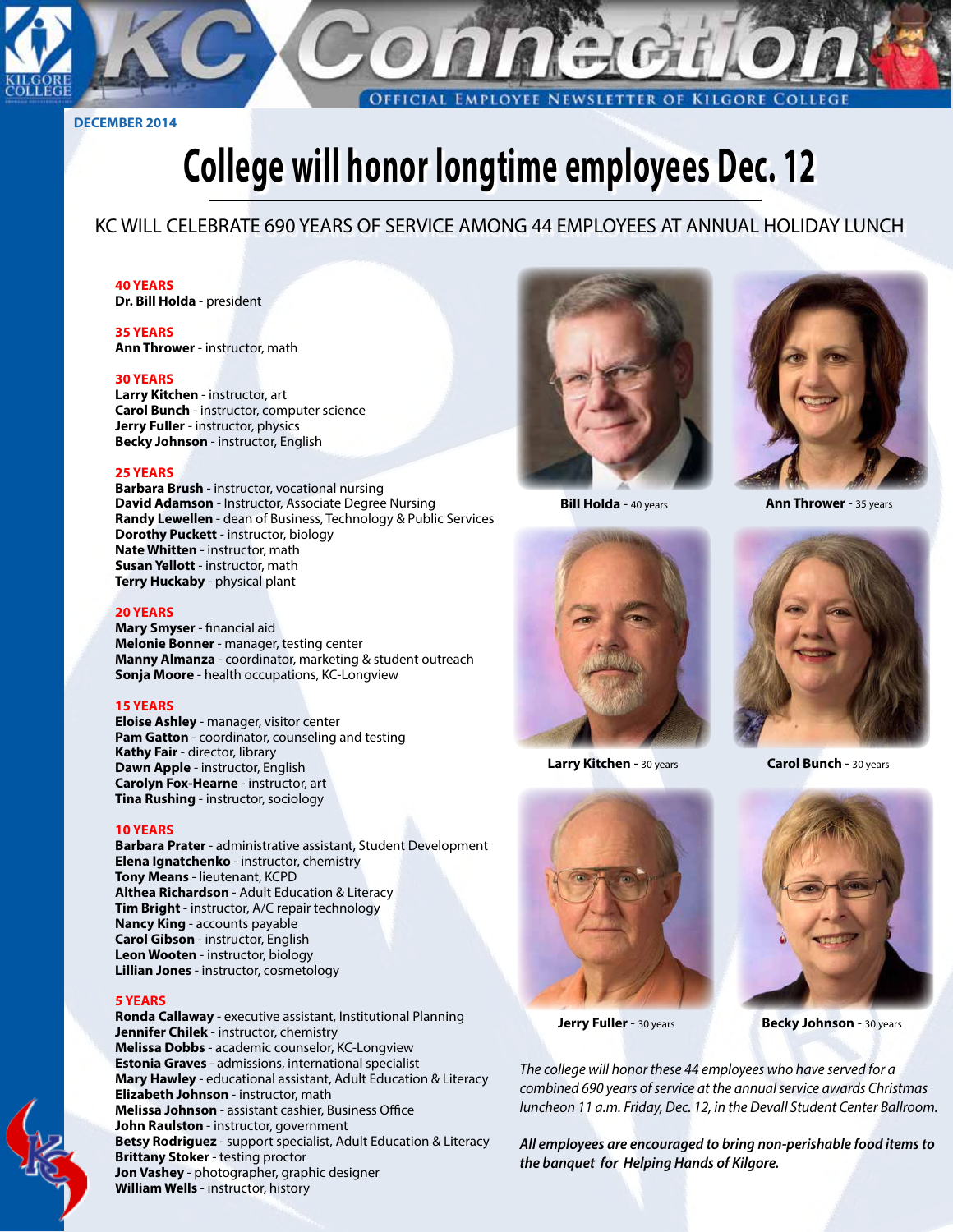KC Connection

OFFICIAL EMPLOYEE NEWSLETTER OF KILGORE COLLEGE

DECEMBER 2014

# College will honor longtime employees Dec. 12

## KC WILL CELEBRATE 690 YEARS OF SERVICE AMONG 44 EMPLOYEES AT ANNUAL HOLIDAY LUNCH

**40 YEARS**
**Dr. Bill Holda** - president

**35 YEARS**
**Ann Thrower** - instructor, math

**30 YEARS**
**Larry Kitchen** - instructor, art
**Carol Bunch** - instructor, computer science
**Jerry Fuller** - instructor, physics
**Becky Johnson** - instructor, English

**25 YEARS**
**Barbara Brush** - instructor, vocational nursing
**David Adamson** - Instructor, Associate Degree Nursing
**Randy Lewellen** - dean of Business, Technology & Public Services
**Dorothy Puckett** - instructor, biology
**Nate Whitten** - instructor, math
**Susan Yellott** - instructor, math
**Terry Huckaby** - physical plant

**20 YEARS**
**Mary Smyser** - financial aid
**Melonie Bonner** - manager, testing center
**Manny Almanza** - coordinator, marketing & student outreach
**Sonja Moore** - health occupations, KC-Longview

**15 YEARS**
**Eloise Ashley** - manager, visitor center
**Pam Gatton** - coordinator, counseling and testing
**Kathy Fair** - director, library
**Dawn Apple** - instructor, English
**Carolyn Fox-Hearne** - instructor, art
**Tina Rushing** - instructor, sociology

**10 YEARS**
**Barbara Prater** - administrative assistant, Student Development
**Elena Ignatchenko** - instructor, chemistry
**Tony Means** - lieutenant, KCPD
**Althea Richardson** - Adult Education & Literacy
**Tim Bright** - instructor, A/C repair technology
**Nancy King** - accounts payable
**Carol Gibson** - instructor, English
**Leon Wooten** - instructor, biology
**Lillian Jones** - instructor, cosmetology

**5 YEARS**
**Ronda Callaway** - executive assistant, Institutional Planning
**Jennifer Chilek** - instructor, chemistry
**Melissa Dobbs** - academic counselor, KC-Longview
**Estonia Graves** - admissions, international specialist
**Mary Hawley** - educational assistant, Adult Education & Literacy
**Elizabeth Johnson** - instructor, math
**Melissa Johnson** - assistant cashier, Business Office
**John Raulston** - instructor, government
**Betsy Rodriguez** - support specialist, Adult Education & Literacy
**Brittany Stoker** - testing proctor
**Jon Vashey** - photographer, graphic designer
**William Wells** - instructor, history

**Bill Holda** - 40 years

**Ann Thrower** - 35 years

**Larry Kitchen** - 30 years

**Carol Bunch** - 30 years

**Jerry Fuller** - 30 years

**Becky Johnson** - 30 years

*The college will honor these 44 employees who have served for a combined 690 years of service at the annual service awards Christmas luncheon 11 a.m. Friday, Dec. 12, in the Devall Student Center Ballroom.*

***All employees are encouraged to bring non-perishable food items to the banquet for Helping Hands of Kilgore.***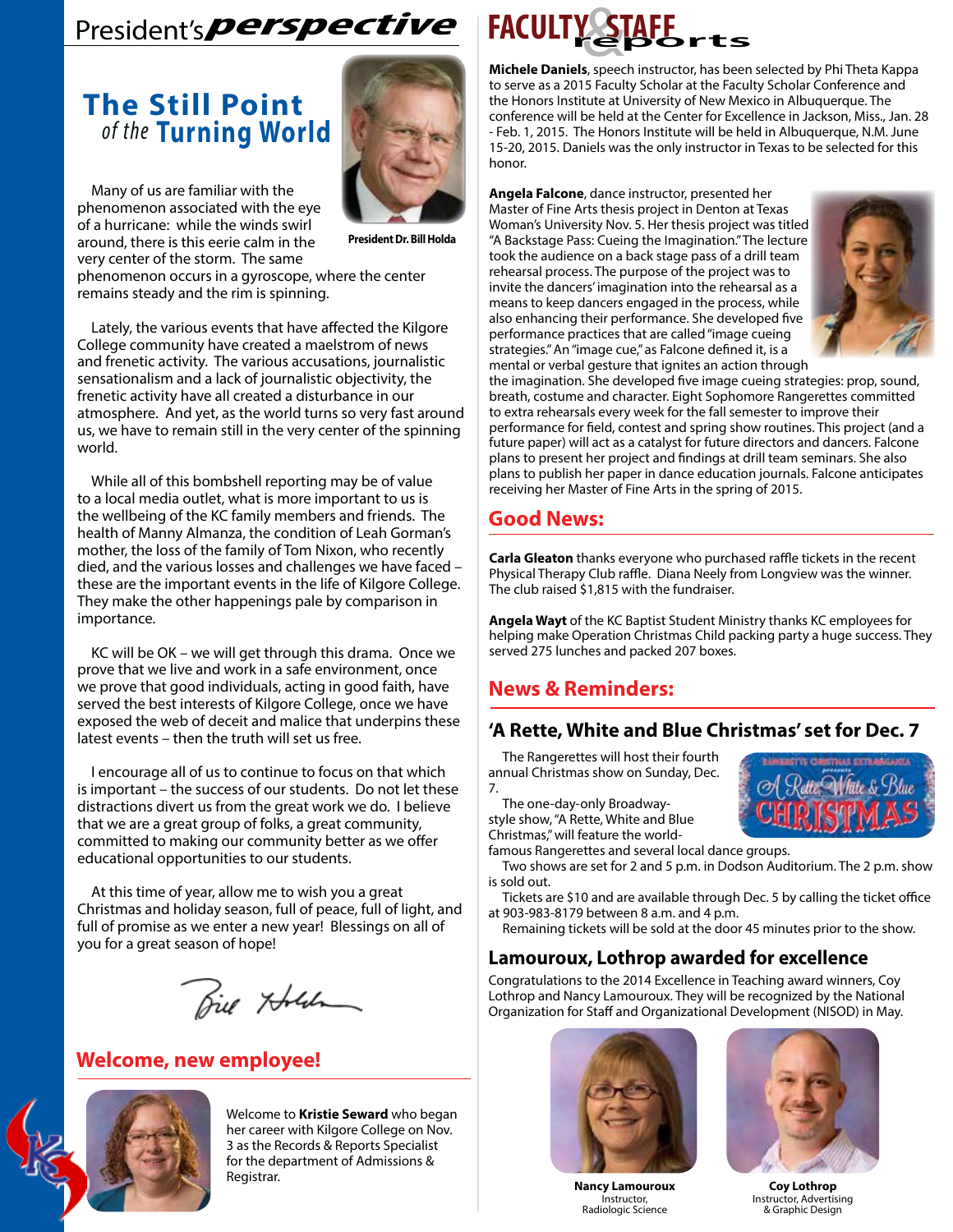# President's *perspective*

## The Still Point *of the* Turning World

President Dr. Bill Holda

Many of us are familiar with the phenomenon associated with the eye of a hurricane: while the winds swirl around, there is this eerie calm in the very center of the storm. The same phenomenon occurs in a gyroscope, where the center remains steady and the rim is spinning.

Lately, the various events that have affected the Kilgore College community have created a maelstrom of news and frenetic activity. The various accusations, journalistic sensationalism and a lack of journalistic objectivity, the frenetic activity have all created a disturbance in our atmosphere. And yet, as the world turns so very fast around us, we have to remain still in the very center of the spinning world.

While all of this bombshell reporting may be of value to a local media outlet, what is more important to us is the wellbeing of the KC family members and friends. The health of Manny Almanza, the condition of Leah Gorman's mother, the loss of the family of Tom Nixon, who recently died, and the various losses and challenges we have faced – these are the important events in the life of Kilgore College. They make the other happenings pale by comparison in importance.

KC will be OK – we will get through this drama. Once we prove that we live and work in a safe environment, once we prove that good individuals, acting in good faith, have served the best interests of Kilgore College, once we have exposed the web of deceit and malice that underpins these latest events – then the truth will set us free.

I encourage all of us to continue to focus on that which is important – the success of our students. Do not let these distractions divert us from the great work we do. I believe that we are a great group of folks, a great community, committed to making our community better as we offer educational opportunities to our students.

At this time of year, allow me to wish you a great Christmas and holiday season, full of peace, full of light, and full of promise as we enter a new year! Blessings on all of you for a great season of hope!

Bill Holda

## Welcome, new employee!

Welcome to **Kristie Seward** who began her career with Kilgore College on Nov. 3 as the Records & Reports Specialist for the department of Admissions & Registrar.

# FACULTY & STAFF reports

**Michele Daniels**, speech instructor, has been selected by Phi Theta Kappa to serve as a 2015 Faculty Scholar at the Faculty Scholar Conference and the Honors Institute at University of New Mexico in Albuquerque. The conference will be held at the Center for Excellence in Jackson, Miss., Jan. 28 - Feb. 1, 2015. The Honors Institute will be held in Albuquerque, N.M. June 15-20, 2015. Daniels was the only instructor in Texas to be selected for this honor.

**Angela Falcone**, dance instructor, presented her Master of Fine Arts thesis project in Denton at Texas Woman's University Nov. 5. Her thesis project was titled "A Backstage Pass: Cueing the Imagination." The lecture took the audience on a back stage pass of a drill team rehearsal process. The purpose of the project was to invite the dancers' imagination into the rehearsal as a means to keep dancers engaged in the process, while also enhancing their performance. She developed five performance practices that are called "image cueing strategies." An "image cue," as Falcone defined it, is a mental or verbal gesture that ignites an action through the imagination. She developed five image cueing strategies: prop, sound, breath, costume and character. Eight Sophomore Rangerettes committed to extra rehearsals every week for the fall semester to improve their performance for field, contest and spring show routines. This project (and a future paper) will act as a catalyst for future directors and dancers. Falcone plans to present her project and findings at drill team seminars. She also plans to publish her paper in dance education journals. Falcone anticipates receiving her Master of Fine Arts in the spring of 2015.

## Good News:

**Carla Gleaton** thanks everyone who purchased raffle tickets in the recent Physical Therapy Club raffle. Diana Neely from Longview was the winner. The club raised $1,815 with the fundraiser.

**Angela Wayt** of the KC Baptist Student Ministry thanks KC employees for helping make Operation Christmas Child packing party a huge success. They served 275 lunches and packed 207 boxes.

## News & Reminders:

### 'A Rette, White and Blue Christmas' set for Dec. 7

The Rangerettes will host their fourth annual Christmas show on Sunday, Dec. 7.

The one-day-only Broadway-style show, "A Rette, White and Blue Christmas," will feature the world-famous Rangerettes and several local dance groups.

Two shows are set for 2 and 5 p.m. in Dodson Auditorium. The 2 p.m. show is sold out.

Tickets are $10 and are available through Dec. 5 by calling the ticket office at 903-983-8179 between 8 a.m. and 4 p.m.

Remaining tickets will be sold at the door 45 minutes prior to the show.

### Lamouroux, Lothrop awarded for excellence

Congratulations to the 2014 Excellence in Teaching award winners, Coy Lothrop and Nancy Lamouroux. They will be recognized by the National Organization for Staff and Organizational Development (NISOD) in May.

**Nancy Lamouroux**
Instructor, Radiologic Science

**Coy Lothrop**
Instructor, Advertising & Graphic Design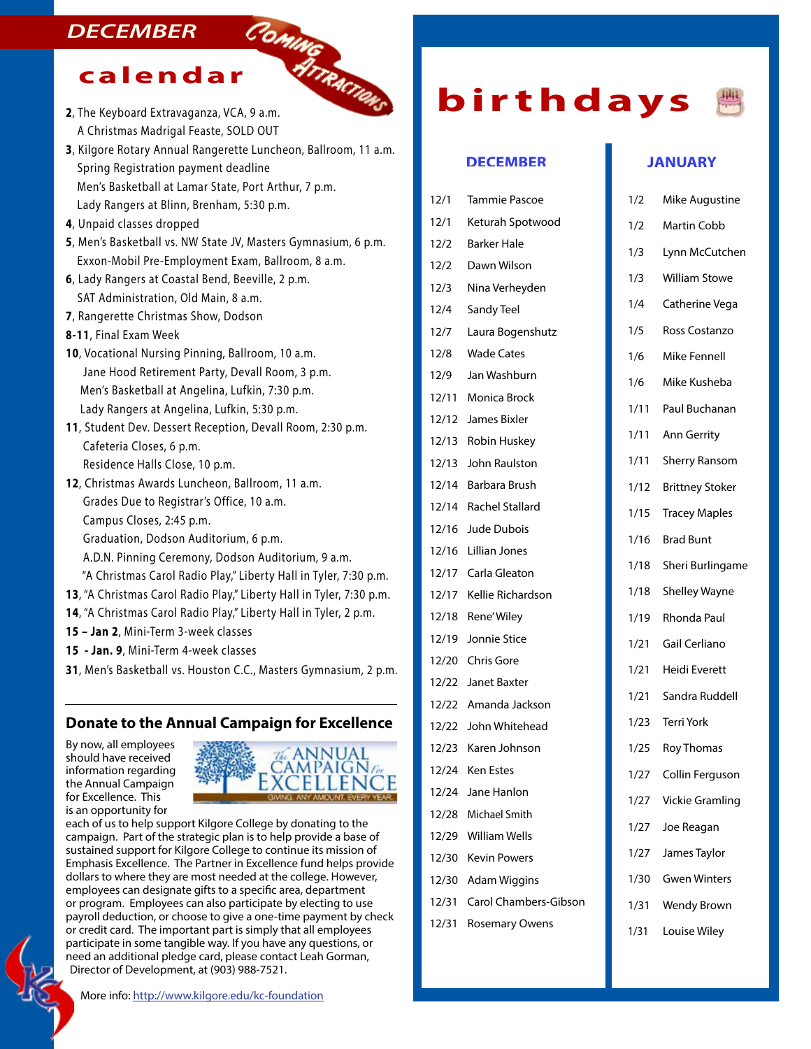# DECEMBER calendar

*Coming Attractions*

- **2**, The Keyboard Extravaganza, VCA, 9 a.m.
  A Christmas Madrigal Feaste, SOLD OUT
- **3**, Kilgore Rotary Annual Rangerette Luncheon, Ballroom, 11 a.m.
  Spring Registration payment deadline
  Men's Basketball at Lamar State, Port Arthur, 7 p.m.
  Lady Rangers at Blinn, Brenham, 5:30 p.m.
- **4**, Unpaid classes dropped
- **5**, Men's Basketball vs. NW State JV, Masters Gymnasium, 6 p.m.
  Exxon-Mobil Pre-Employment Exam, Ballroom, 8 a.m.
- **6**, Lady Rangers at Coastal Bend, Beeville, 2 p.m.
  SAT Administration, Old Main, 8 a.m.
- **7**, Rangerette Christmas Show, Dodson
- **8-11**, Final Exam Week
- **10**, Vocational Nursing Pinning, Ballroom, 10 a.m.
  Jane Hood Retirement Party, Devall Room, 3 p.m.
  Men's Basketball at Angelina, Lufkin, 7:30 p.m.
  Lady Rangers at Angelina, Lufkin, 5:30 p.m.
- **11**, Student Dev. Dessert Reception, Devall Room, 2:30 p.m.
  Cafeteria Closes, 6 p.m.
  Residence Halls Close, 10 p.m.
- **12**, Christmas Awards Luncheon, Ballroom, 11 a.m.
  Grades Due to Registrar's Office, 10 a.m.
  Campus Closes, 2:45 p.m.
  Graduation, Dodson Auditorium, 6 p.m.
  A.D.N. Pinning Ceremony, Dodson Auditorium, 9 a.m.
  "A Christmas Carol Radio Play," Liberty Hall in Tyler, 7:30 p.m.
- **13**, "A Christmas Carol Radio Play," Liberty Hall in Tyler, 7:30 p.m.
- **14**, "A Christmas Carol Radio Play," Liberty Hall in Tyler, 2 p.m.
- **15 – Jan 2**, Mini-Term 3-week classes
- **15 - Jan. 9**, Mini-Term 4-week classes
- **31**, Men's Basketball vs. Houston C.C., Masters Gymnasium, 2 p.m.

## Donate to the Annual Campaign for Excellence

The ANNUAL CAMPAIGN for EXCELLENCE
GIVING. ANY AMOUNT. EVERY YEAR.

By now, all employees should have received information regarding the Annual Campaign for Excellence. This is an opportunity for each of us to help support Kilgore College by donating to the campaign. Part of the strategic plan is to help provide a base of sustained support for Kilgore College to continue its mission of Emphasis Excellence. The Partner in Excellence fund helps provide dollars to where they are most needed at the college. However, employees can designate gifts to a specific area, department or program. Employees can also participate by electing to use payroll deduction, or choose to give a one-time payment by check or credit card. The important part is simply that all employees participate in some tangible way. If you have any questions, or need an additional pledge card, please contact Leah Gorman, Director of Development, at (903) 988-7521.

More info: http://www.kilgore.edu/kc-foundation

# birthdays

### DECEMBER

| | |
|---|---|
| 12/1 | Tammie Pascoe |
| 12/1 | Keturah Spotwood |
| 12/2 | Barker Hale |
| 12/2 | Dawn Wilson |
| 12/3 | Nina Verheyden |
| 12/4 | Sandy Teel |
| 12/7 | Laura Bogenshutz |
| 12/8 | Wade Cates |
| 12/9 | Jan Washburn |
| 12/11 | Monica Brock |
| 12/12 | James Bixler |
| 12/13 | Robin Huskey |
| 12/13 | John Raulston |
| 12/14 | Barbara Brush |
| 12/14 | Rachel Stallard |
| 12/16 | Jude Dubois |
| 12/16 | Lillian Jones |
| 12/17 | Carla Gleaton |
| 12/17 | Kellie Richardson |
| 12/18 | Rene' Wiley |
| 12/19 | Jonnie Stice |
| 12/20 | Chris Gore |
| 12/22 | Janet Baxter |
| 12/22 | Amanda Jackson |
| 12/22 | John Whitehead |
| 12/23 | Karen Johnson |
| 12/24 | Ken Estes |
| 12/24 | Jane Hanlon |
| 12/28 | Michael Smith |
| 12/29 | William Wells |
| 12/30 | Kevin Powers |
| 12/30 | Adam Wiggins |
| 12/31 | Carol Chambers-Gibson |
| 12/31 | Rosemary Owens |

### JANUARY

| | |
|---|---|
| 1/2 | Mike Augustine |
| 1/2 | Martin Cobb |
| 1/3 | Lynn McCutchen |
| 1/3 | William Stowe |
| 1/4 | Catherine Vega |
| 1/5 | Ross Costanzo |
| 1/6 | Mike Fennell |
| 1/6 | Mike Kusheba |
| 1/11 | Paul Buchanan |
| 1/11 | Ann Gerrity |
| 1/11 | Sherry Ransom |
| 1/12 | Brittney Stoker |
| 1/15 | Tracey Maples |
| 1/16 | Brad Bunt |
| 1/18 | Sheri Burlingame |
| 1/18 | Shelley Wayne |
| 1/19 | Rhonda Paul |
| 1/21 | Gail Cerliano |
| 1/21 | Heidi Everett |
| 1/21 | Sandra Ruddell |
| 1/23 | Terri York |
| 1/25 | Roy Thomas |
| 1/27 | Collin Ferguson |
| 1/27 | Vickie Gramling |
| 1/27 | Joe Reagan |
| 1/27 | James Taylor |
| 1/30 | Gwen Winters |
| 1/31 | Wendy Brown |
| 1/31 | Louise Wiley |